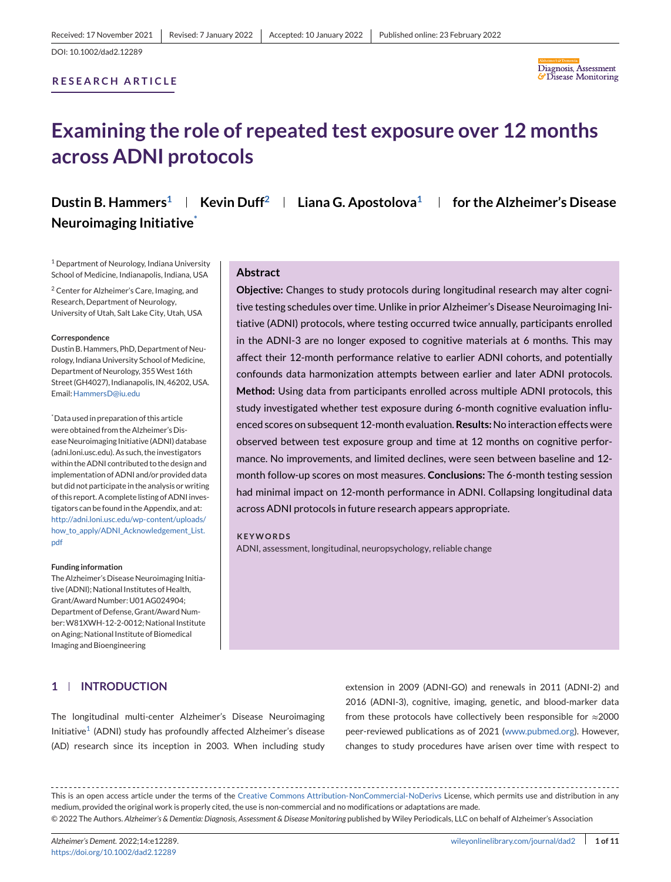Received: 17 November 2021 | Revised: 7 January 2022 | Accepted: 10 January 2022 | Published online: 23 February 2022

DOI: 10.1002/dad2.12289

**RESEARCH ARTICLE**

# Examining the role of repeated test exposure over 12 months across ADNI protocols

**Dustin B. Hammers[1] | Kevin Duff[2] | Liana G. Apostolova[1] | for the Alzheimer's Disease Neuroimaging Initiative[*]**

[1] Department of Neurology, Indiana University School of Medicine, Indianapolis, Indiana, USA

[2] Center for Alzheimer's Care, Imaging, and Research, Department of Neurology, University of Utah, Salt Lake City, Utah, USA

**Correspondence**

Dustin B. Hammers, PhD, Department of Neurology, Indiana University School of Medicine, Department of Neurology, 355 West 16th Street (GH4027), Indianapolis, IN, 46202, USA.
Email: HammersD@iu.edu

[*] Data used in preparation of this article were obtained from the Alzheimer's Disease Neuroimaging Initiative (ADNI) database (adni.loni.usc.edu). As such, the investigators within the ADNI contributed to the design and implementation of ADNI and/or provided data but did not participate in the analysis or writing of this report. A complete listing of ADNI investigators can be found in the Appendix, and at: http://adni.loni.usc.edu/wp-content/uploads/how_to_apply/ADNI_Acknowledgement_List.pdf

**Funding information**

The Alzheimer's Disease Neuroimaging Initiative (ADNI); National Institutes of Health, Grant/Award Number: U01 AG024904; Department of Defense, Grant/Award Number: W81XWH-12-2-0012; National Institute on Aging; National Institute of Biomedical Imaging and Bioengineering

## Abstract

**Objective:** Changes to study protocols during longitudinal research may alter cognitive testing schedules over time. Unlike in prior Alzheimer's Disease Neuroimaging Initiative (ADNI) protocols, where testing occurred twice annually, participants enrolled in the ADNI-3 are no longer exposed to cognitive materials at 6 months. This may affect their 12-month performance relative to earlier ADNI cohorts, and potentially confounds data harmonization attempts between earlier and later ADNI protocols. **Method:** Using data from participants enrolled across multiple ADNI protocols, this study investigated whether test exposure during 6-month cognitive evaluation influenced scores on subsequent 12-month evaluation. **Results:** No interaction effects were observed between test exposure group and time at 12 months on cognitive performance. No improvements, and limited declines, were seen between baseline and 12-month follow-up scores on most measures. **Conclusions:** The 6-month testing session had minimal impact on 12-month performance in ADNI. Collapsing longitudinal data across ADNI protocols in future research appears appropriate.

**KEYWORDS**

ADNI, assessment, longitudinal, neuropsychology, reliable change

## 1 | INTRODUCTION

The longitudinal multi-center Alzheimer's Disease Neuroimaging Initiative[1] (ADNI) study has profoundly affected Alzheimer's disease (AD) research since its inception in 2003. When including study extension in 2009 (ADNI-GO) and renewals in 2011 (ADNI-2) and 2016 (ADNI-3), cognitive, imaging, genetic, and blood-marker data from these protocols have collectively been responsible for ≈2000 peer-reviewed publications as of 2021 (www.pubmed.org). However, changes to study procedures have arisen over time with respect to

This is an open access article under the terms of the Creative Commons Attribution-NonCommercial-NoDerivs License, which permits use and distribution in any medium, provided the original work is properly cited, the use is non-commercial and no modifications or adaptations are made.
© 2022 The Authors. *Alzheimer's & Dementia: Diagnosis, Assessment & Disease Monitoring* published by Wiley Periodicals, LLC on behalf of Alzheimer's Association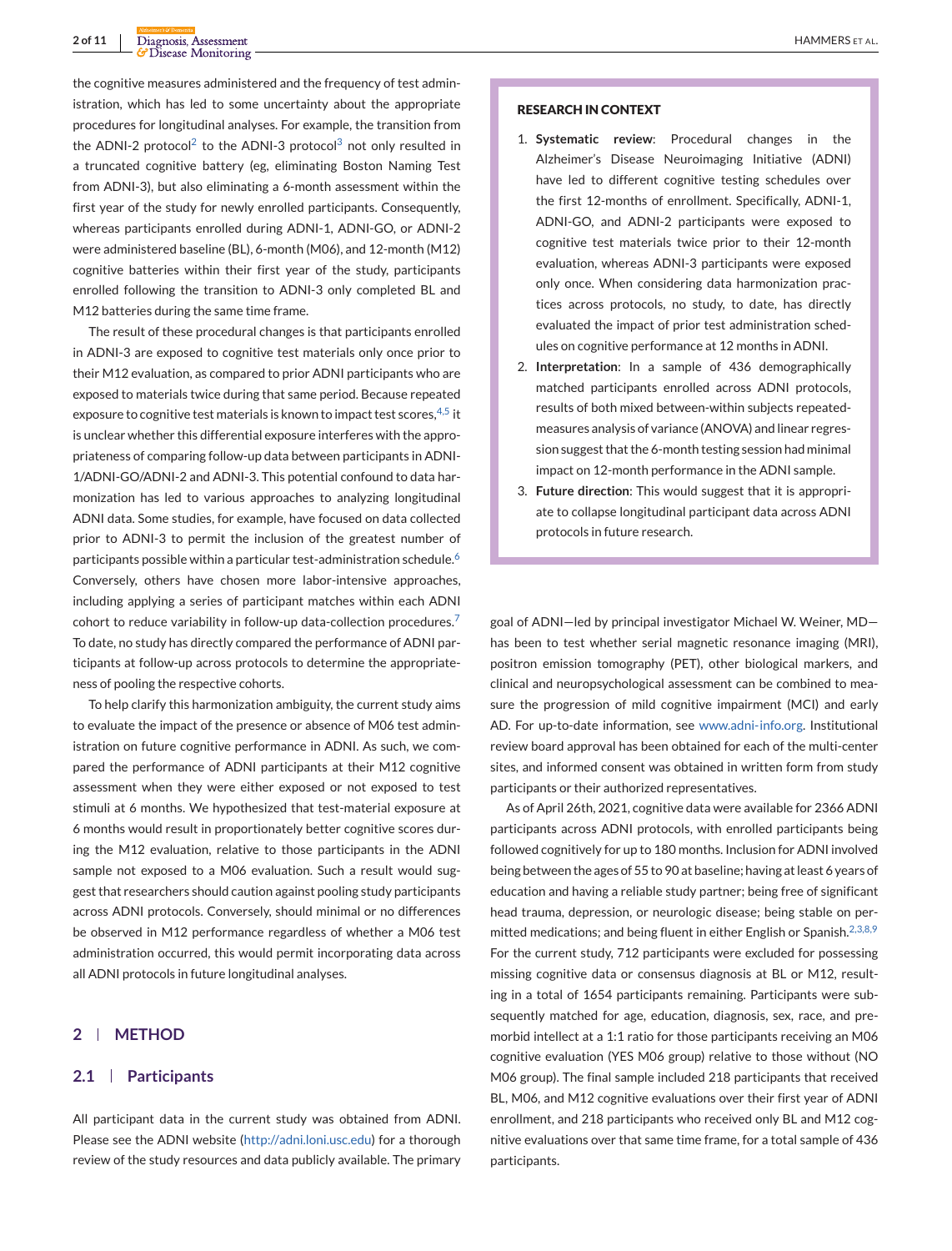the cognitive measures administered and the frequency of test administration, which has led to some uncertainty about the appropriate procedures for longitudinal analyses. For example, the transition from the ADNI-2 protocol[2] to the ADNI-3 protocol[3] not only resulted in a truncated cognitive battery (eg, eliminating Boston Naming Test from ADNI-3), but also eliminating a 6-month assessment within the first year of the study for newly enrolled participants. Consequently, whereas participants enrolled during ADNI-1, ADNI-GO, or ADNI-2 were administered baseline (BL), 6-month (M06), and 12-month (M12) cognitive batteries within their first year of the study, participants enrolled following the transition to ADNI-3 only completed BL and M12 batteries during the same time frame.

The result of these procedural changes is that participants enrolled in ADNI-3 are exposed to cognitive test materials only once prior to their M12 evaluation, as compared to prior ADNI participants who are exposed to materials twice during that same period. Because repeated exposure to cognitive test materials is known to impact test scores,[4,5] it is unclear whether this differential exposure interferes with the appropriateness of comparing follow-up data between participants in ADNI-1/ADNI-GO/ADNI-2 and ADNI-3. This potential confound to data harmonization has led to various approaches to analyzing longitudinal ADNI data. Some studies, for example, have focused on data collected prior to ADNI-3 to permit the inclusion of the greatest number of participants possible within a particular test-administration schedule.[6] Conversely, others have chosen more labor-intensive approaches, including applying a series of participant matches within each ADNI cohort to reduce variability in follow-up data-collection procedures.[7] To date, no study has directly compared the performance of ADNI participants at follow-up across protocols to determine the appropriateness of pooling the respective cohorts.

To help clarify this harmonization ambiguity, the current study aims to evaluate the impact of the presence or absence of M06 test administration on future cognitive performance in ADNI. As such, we compared the performance of ADNI participants at their M12 cognitive assessment when they were either exposed or not exposed to test stimuli at 6 months. We hypothesized that test-material exposure at 6 months would result in proportionately better cognitive scores during the M12 evaluation, relative to those participants in the ADNI sample not exposed to a M06 evaluation. Such a result would suggest that researchers should caution against pooling study participants across ADNI protocols. Conversely, should minimal or no differences be observed in M12 performance regardless of whether a M06 test administration occurred, this would permit incorporating data across all ADNI protocols in future longitudinal analyses.

**RESEARCH IN CONTEXT**

1. **Systematic review**: Procedural changes in the Alzheimer's Disease Neuroimaging Initiative (ADNI) have led to different cognitive testing schedules over the first 12-months of enrollment. Specifically, ADNI-1, ADNI-GO, and ADNI-2 participants were exposed to cognitive test materials twice prior to their 12-month evaluation, whereas ADNI-3 participants were exposed only once. When considering data harmonization practices across protocols, no study, to date, has directly evaluated the impact of prior test administration schedules on cognitive performance at 12 months in ADNI.
2. **Interpretation**: In a sample of 436 demographically matched participants enrolled across ADNI protocols, results of both mixed between-within subjects repeated-measures analysis of variance (ANOVA) and linear regression suggest that the 6-month testing session had minimal impact on 12-month performance in the ADNI sample.
3. **Future direction**: This would suggest that it is appropriate to collapse longitudinal participant data across ADNI protocols in future research.

## 2 | METHOD

### 2.1 | Participants

All participant data in the current study was obtained from ADNI. Please see the ADNI website (http://adni.loni.usc.edu) for a thorough review of the study resources and data publicly available. The primary goal of ADNI—led by principal investigator Michael W. Weiner, MD—has been to test whether serial magnetic resonance imaging (MRI), positron emission tomography (PET), other biological markers, and clinical and neuropsychological assessment can be combined to measure the progression of mild cognitive impairment (MCI) and early AD. For up-to-date information, see www.adni-info.org. Institutional review board approval has been obtained for each of the multi-center sites, and informed consent was obtained in written form from study participants or their authorized representatives.

As of April 26th, 2021, cognitive data were available for 2366 ADNI participants across ADNI protocols, with enrolled participants being followed cognitively for up to 180 months. Inclusion for ADNI involved being between the ages of 55 to 90 at baseline; having at least 6 years of education and having a reliable study partner; being free of significant head trauma, depression, or neurologic disease; being stable on permitted medications; and being fluent in either English or Spanish.[2,3,8,9] For the current study, 712 participants were excluded for possessing missing cognitive data or consensus diagnosis at BL or M12, resulting in a total of 1654 participants remaining. Participants were subsequently matched for age, education, diagnosis, sex, race, and premorbid intellect at a 1:1 ratio for those participants receiving an M06 cognitive evaluation (YES M06 group) relative to those without (NO M06 group). The final sample included 218 participants that received BL, M06, and M12 cognitive evaluations over their first year of ADNI enrollment, and 218 participants who received only BL and M12 cognitive evaluations over that same time frame, for a total sample of 436 participants.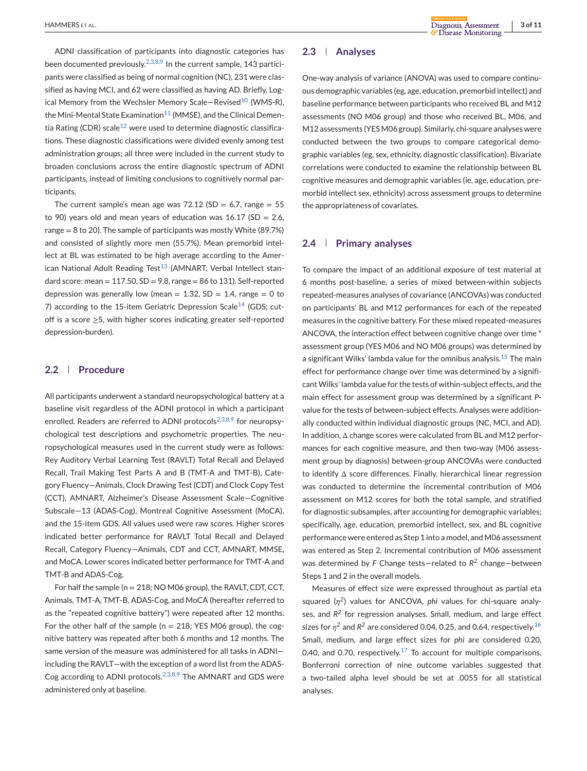ADNI classification of participants into diagnostic categories has been documented previously.[2,3,8,9] In the current sample, 143 participants were classified as being of normal cognition (NC), 231 were classified as having MCI, and 62 were classified as having AD. Briefly, Logical Memory from the Wechsler Memory Scale—Revised[10] (WMS-R), the Mini-Mental State Examination[11] (MMSE), and the Clinical Dementia Rating (CDR) scale[12] were used to determine diagnostic classifications. These diagnostic classifications were divided evenly among test administration groups; all three were included in the current study to broaden conclusions across the entire diagnostic spectrum of ADNI participants, instead of limiting conclusions to cognitively normal participants.

The current sample's mean age was 72.12 (SD = 6.7, range = 55 to 90) years old and mean years of education was 16.17 (SD = 2.6, range = 8 to 20). The sample of participants was mostly White (89.7%) and consisted of slightly more men (55.7%). Mean premorbid intellect at BL was estimated to be high average according to the American National Adult Reading Test[13] (AMNART; Verbal Intellect standard score: mean = 117.50, SD = 9.8, range = 86 to 131). Self-reported depression was generally low (mean = 1.32, SD = 1.4, range = 0 to 7) according to the 15-item Geriatric Depression Scale[14] (GDS; cutoff is a score ≥5, with higher scores indicating greater self-reported depression-burden).

## 2.2 | Procedure

All participants underwent a standard neuropsychological battery at a baseline visit regardless of the ADNI protocol in which a participant enrolled. Readers are referred to ADNI protocols[2,3,8,9] for neuropsychological test descriptions and psychometric properties. The neuropsychological measures used in the current study were as follows: Rey Auditory Verbal Learning Test (RAVLT) Total Recall and Delayed Recall, Trail Making Test Parts A and B (TMT-A and TMT-B), Category Fluency—Animals, Clock Drawing Test (CDT) and Clock Copy Test (CCT), AMNART, Alzheimer's Disease Assessment Scale—Cognitive Subscale—13 (ADAS-Cog), Montreal Cognitive Assessment (MoCA), and the 15-item GDS. All values used were raw scores. Higher scores indicated better performance for RAVLT Total Recall and Delayed Recall, Category Fluency—Animals, CDT and CCT, AMNART, MMSE, and MoCA. Lower scores indicated better performance for TMT-A and TMT-B and ADAS-Cog.

For half the sample (n = 218; NO M06 group), the RAVLT, CDT, CCT, Animals, TMT-A, TMT-B, ADAS-Cog, and MoCA (hereafter referred to as the "repeated cognitive battery") were repeated after 12 months. For the other half of the sample (n = 218; YES M06 group), the cognitive battery was repeated after both 6 months and 12 months. The same version of the measure was administered for all tasks in ADNI—including the RAVLT—with the exception of a word list from the ADAS-Cog according to ADNI protocols.[2,3,8,9] The AMNART and GDS were administered only at baseline.

## 2.3 | Analyses

One-way analysis of variance (ANOVA) was used to compare continuous demographic variables (eg, age, education, premorbid intellect) and baseline performance between participants who received BL and M12 assessments (NO M06 group) and those who received BL, M06, and M12 assessments (YES M06 group). Similarly, chi-square analyses were conducted between the two groups to compare categorical demographic variables (eg, sex, ethnicity, diagnostic classification). Bivariate correlations were conducted to examine the relationship between BL cognitive measures and demographic variables (ie, age, education, premorbid intellect sex, ethnicity) across assessment groups to determine the appropriateness of covariates.

## 2.4 | Primary analyses

To compare the impact of an additional exposure of test material at 6 months post-baseline, a series of mixed between-within subjects repeated-measures analyses of covariance (ANCOVAs) was conducted on participants' BL and M12 performances for each of the repeated measures in the cognitive battery. For these mixed repeated-measures ANCOVA, the interaction effect between cognitive change over time * assessment group (YES M06 and NO M06 groups) was determined by a significant Wilks' lambda value for the omnibus analysis.[15] The main effect for performance change over time was determined by a significant Wilks' lambda value for the tests of within-subject effects, and the main effect for assessment group was determined by a significant *P*-value for the tests of between-subject effects. Analyses were additionally conducted within individual diagnostic groups (NC, MCI, and AD). In addition, Δ change scores were calculated from BL and M12 performances for each cognitive measure, and then two-way (M06 assessment group by diagnosis) between-group ANCOVAs were conducted to identify Δ score differences. Finally, hierarchical linear regression was conducted to determine the incremental contribution of M06 assessment on M12 scores for both the total sample, and stratified for diagnostic subsamples, after accounting for demographic variables; specifically, age, education, premorbid intellect, sex, and BL cognitive performance were entered as Step 1 into a model, and M06 assessment was entered as Step 2. Incremental contribution of M06 assessment was determined by *F* Change tests—related to $R^2$ change—between Steps 1 and 2 in the overall models.

Measures of effect size were expressed throughout as partial eta squared ($\eta^2$) values for ANCOVA, *phi* values for chi-square analyses, and $R^2$ for regression analyses. Small, medium, and large effect sizes for $\eta^2$ and $R^2$ are considered 0.04, 0.25, and 0.64, respectively.[16] Small, medium, and large effect sizes for *phi* are considered 0.20, 0.40, and 0.70, respectively.[17] To account for multiple comparisons, Bonferroni correction of nine outcome variables suggested that a two-tailed alpha level should be set at .0055 for all statistical analyses.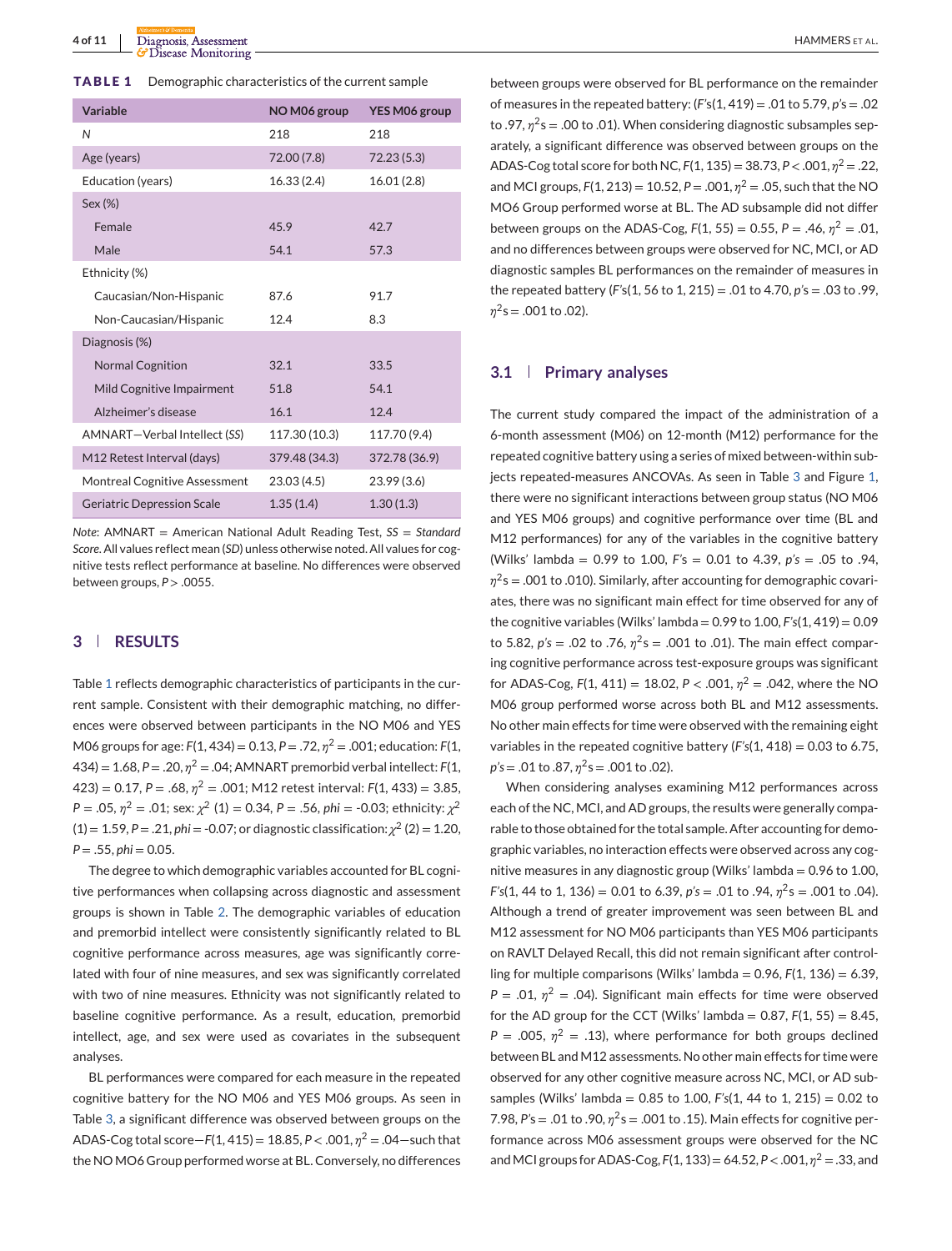**TABLE 1** Demographic characteristics of the current sample

| Variable | NO M06 group | YES M06 group |
|---|---|---|
| *N* | 218 | 218 |
| Age (years) | 72.00 (7.8) | 72.23 (5.3) |
| Education (years) | 16.33 (2.4) | 16.01 (2.8) |
| Sex (%) | | |
| Female | 45.9 | 42.7 |
| Male | 54.1 | 57.3 |
| Ethnicity (%) | | |
| Caucasian/Non-Hispanic | 87.6 | 91.7 |
| Non-Caucasian/Hispanic | 12.4 | 8.3 |
| Diagnosis (%) | | |
| Normal Cognition | 32.1 | 33.5 |
| Mild Cognitive Impairment | 51.8 | 54.1 |
| Alzheimer's disease | 16.1 | 12.4 |
| AMNART—Verbal Intellect (*SS*) | 117.30 (10.3) | 117.70 (9.4) |
| M12 Retest Interval (days) | 379.48 (34.3) | 372.78 (36.9) |
| Montreal Cognitive Assessment | 23.03 (4.5) | 23.99 (3.6) |
| Geriatric Depression Scale | 1.35 (1.4) | 1.30 (1.3) |

*Note*: AMNART = American National Adult Reading Test, *SS* = *Standard Score*. All values reflect mean (*SD*) unless otherwise noted. All values for cognitive tests reflect performance at baseline. No differences were observed between groups, $P > .0055$.

## 3 | RESULTS

Table 1 reflects demographic characteristics of participants in the current sample. Consistent with their demographic matching, no differences were observed between participants in the NO M06 and YES M06 groups for age: $F(1, 434) = 0.13$, $P = .72$, $\eta^2 = .001$; education: $F(1, 434) = 1.68$, $P = .20$, $\eta^2 = .04$; AMNART premorbid verbal intellect: $F(1, 423) = 0.17$, $P = .68$, $\eta^2 = .001$; M12 retest interval: $F(1, 433) = 3.85$, $P = .05$, $\eta^2 = .01$; sex: $\chi^2$ (1) = 0.34, $P = .56$, *phi* = -0.03; ethnicity: $\chi^2$ (1) = 1.59, $P = .21$, *phi* = -0.07; or diagnostic classification: $\chi^2$ (2) = 1.20, $P = .55$, *phi* = 0.05.

The degree to which demographic variables accounted for BL cognitive performances when collapsing across diagnostic and assessment groups is shown in Table 2. The demographic variables of education and premorbid intellect were consistently significantly related to BL cognitive performance across measures, age was significantly correlated with four of nine measures, and sex was significantly correlated with two of nine measures. Ethnicity was not significantly related to baseline cognitive performance. As a result, education, premorbid intellect, age, and sex were used as covariates in the subsequent analyses.

BL performances were compared for each measure in the repeated cognitive battery for the NO M06 and YES M06 groups. As seen in Table 3, a significant difference was observed between groups on the ADAS-Cog total score—$F(1, 415) = 18.85$, $P < .001$, $\eta^2 = .04$—such that the NO MO6 Group performed worse at BL. Conversely, no differences between groups were observed for BL performance on the remainder of measures in the repeated battery: ($F$'s$(1, 419) = .01$ to $5.79$, $p$'s $= .02$ to $.97$, $\eta^2$s $= .00$ to $.01$). When considering diagnostic subsamples separately, a significant difference was observed between groups on the ADAS-Cog total score for both NC, $F(1, 135) = 38.73$, $P < .001$, $\eta^2 = .22$, and MCI groups, $F(1, 213) = 10.52$, $P = .001$, $\eta^2 = .05$, such that the NO MO6 Group performed worse at BL. The AD subsample did not differ between groups on the ADAS-Cog, $F(1, 55) = 0.55$, $P = .46$, $\eta^2 = .01$, and no differences between groups were observed for NC, MCI, or AD diagnostic samples BL performances on the remainder of measures in the repeated battery ($F$'s$(1, 56$ to $1, 215) = .01$ to $4.70$, $p$'s $= .03$ to $.99$, $\eta^2$s $= .001$ to $.02$).

### 3.1 | Primary analyses

The current study compared the impact of the administration of a 6-month assessment (M06) on 12-month (M12) performance for the repeated cognitive battery using a series of mixed between-within subjects repeated-measures ANCOVAs. As seen in Table 3 and Figure 1, there were no significant interactions between group status (NO M06 and YES M06 groups) and cognitive performance over time (BL and M12 performances) for any of the variables in the cognitive battery (Wilks' lambda = 0.99 to 1.00, $F$'s = 0.01 to 4.39, $p$'s = .05 to .94, $\eta^2$s = .001 to .010). Similarly, after accounting for demographic covariates, there was no significant main effect for time observed for any of the cognitive variables (Wilks' lambda = 0.99 to 1.00, $F$'s$(1, 419) = 0.09$ to $5.82$, $p$'s $= .02$ to $.76$, $\eta^2$s $= .001$ to $.01$). The main effect comparing cognitive performance across test-exposure groups was significant for ADAS-Cog, $F(1, 411) = 18.02$, $P < .001$, $\eta^2 = .042$, where the NO M06 group performed worse across both BL and M12 assessments. No other main effects for time were observed with the remaining eight variables in the repeated cognitive battery ($F$'s$(1, 418) = 0.03$ to $6.75$, $p$'s $= .01$ to $.87$, $\eta^2$s $= .001$ to $.02$).

When considering analyses examining M12 performances across each of the NC, MCI, and AD groups, the results were generally comparable to those obtained for the total sample. After accounting for demographic variables, no interaction effects were observed across any cognitive measures in any diagnostic group (Wilks' lambda = 0.96 to 1.00, $F$'s$(1, 44$ to $1, 136) = 0.01$ to $6.39$, $p$'s $= .01$ to $.94$, $\eta^2$s $= .001$ to $.04$). Although a trend of greater improvement was seen between BL and M12 assessment for NO M06 participants than YES M06 participants on RAVLT Delayed Recall, this did not remain significant after controlling for multiple comparisons (Wilks' lambda = 0.96, $F(1, 136) = 6.39$, $P = .01$, $\eta^2 = .04$). Significant main effects for time were observed for the AD group for the CCT (Wilks' lambda = 0.87, $F(1, 55) = 8.45$, $P = .005$, $\eta^2 = .13$), where performance for both groups declined between BL and M12 assessments. No other main effects for time were observed for any other cognitive measure across NC, MCI, or AD subsamples (Wilks' lambda = 0.85 to 1.00, $F$'s$(1, 44$ to $1, 215) = 0.02$ to $7.98$, $P$'s $= .01$ to $.90$, $\eta^2$s $= .001$ to $.15$). Main effects for cognitive performance across M06 assessment groups were observed for the NC and MCI groups for ADAS-Cog, $F(1, 133) = 64.52$, $P < .001$, $\eta^2 = .33$, and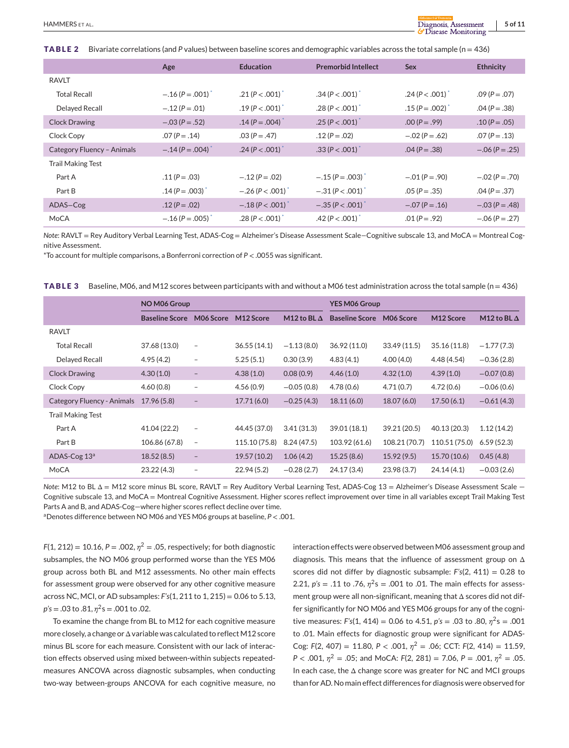**TABLE 2** Bivariate correlations (and *P* values) between baseline scores and demographic variables across the total sample (n = 436)

| | Age | Education | Premorbid Intellect | Sex | Ethnicity |
|---|---|---|---|---|---|
| RAVLT | | | | | |
| Total Recall | −.16 ($P$ = .001)* | .21 ($P$ < .001)* | .34 ($P$ < .001)* | .24 ($P$ < .001)* | .09 ($P$ = .07) |
| Delayed Recall | −.12 ($P$ = .01) | .19 ($P$ < .001)* | .28 ($P$ < .001)* | .15 ($P$ = .002)* | .04 ($P$ = .38) |
| Clock Drawing | −.03 ($P$ = .52) | .14 ($P$ = .004)* | .25 ($P$ < .001)* | .00 ($P$ = .99) | .10 ($P$ = .05) |
| Clock Copy | .07 ($P$ = .14) | .03 ($P$ = .47) | .12 ($P$ = .02) | −.02 ($P$ = .62) | .07 ($P$ = .13) |
| Category Fluency – Animals | −.14 ($P$ = .004)* | .24 ($P$ < .001)* | .33 ($P$ < .001)* | .04 ($P$ = .38) | −.06 ($P$ = .25) |
| Trail Making Test | | | | | |
| Part A | .11 ($P$ = .03) | −.12 ($P$ = .02) | −.15 ($P$ = .003)* | −.01 ($P$ = .90) | −.02 ($P$ = .70) |
| Part B | .14 ($P$ = .003)* | −.26 ($P$ < .001)* | −.31 ($P$ < .001)* | .05 ($P$ = .35) | .04 ($P$ = .37) |
| ADAS−Cog | .12 ($P$ = .02) | −.18 ($P$ < .001)* | −.35 ($P$ < .001)* | −.07 ($P$ = .16) | −.03 ($P$ = .48) |
| MoCA | −.16 ($P$ = .005)* | .28 ($P$ < .001)* | .42 ($P$ < .001)* | .01 ($P$ = .92) | −.06 ($P$ = .27) |

*Note*: RAVLT = Rey Auditory Verbal Learning Test, ADAS-Cog = Alzheimer's Disease Assessment Scale−Cognitive subscale 13, and MoCA = Montreal Cognitive Assessment.

*To account for multiple comparisons, a Bonferroni correction of $P < .0055$ was significant.

**TABLE 3** Baseline, M06, and M12 scores between participants with and without a M06 test administration across the total sample (n = 436)

| | NO M06 Group | | | | YES M06 Group | | | |
|---|---|---|---|---|---|---|---|---|
| | Baseline Score | M06 Score | M12 Score | M12 to BL Δ | Baseline Score | M06 Score | M12 Score | M12 to BL Δ |
| RAVLT | | | | | | | | |
| Total Recall | 37.68 (13.0) | – | 36.55 (14.1) | −1.13 (8.0) | 36.92 (11.0) | 33.49 (11.5) | 35.16 (11.8) | −1.77 (7.3) |
| Delayed Recall | 4.95 (4.2) | – | 5.25 (5.1) | 0.30 (3.9) | 4.83 (4.1) | 4.00 (4.0) | 4.48 (4.54) | −0.36 (2.8) |
| Clock Drawing | 4.30 (1.0) | – | 4.38 (1.0) | 0.08 (0.9) | 4.46 (1.0) | 4.32 (1.0) | 4.39 (1.0) | −0.07 (0.8) |
| Clock Copy | 4.60 (0.8) | – | 4.56 (0.9) | −0.05 (0.8) | 4.78 (0.6) | 4.71 (0.7) | 4.72 (0.6) | −0.06 (0.6) |
| Category Fluency - Animals | 17.96 (5.8) | – | 17.71 (6.0) | −0.25 (4.3) | 18.11 (6.0) | 18.07 (6.0) | 17.50 (6.1) | −0.61 (4.3) |
| Trail Making Test | | | | | | | | |
| Part A | 41.04 (22.2) | – | 44.45 (37.0) | 3.41 (31.3) | 39.01 (18.1) | 39.21 (20.5) | 40.13 (20.3) | 1.12 (14.2) |
| Part B | 106.86 (67.8) | – | 115.10 (75.8) | 8.24 (47.5) | 103.92 (61.6) | 108.21 (70.7) | 110.51 (75.0) | 6.59 (52.3) |
| ADAS-Cog 13[a] | 18.52 (8.5) | – | 19.57 (10.2) | 1.06 (4.2) | 15.25 (8.6) | 15.92 (9.5) | 15.70 (10.6) | 0.45 (4.8) |
| MoCA | 23.22 (4.3) | – | 22.94 (5.2) | −0.28 (2.7) | 24.17 (3.4) | 23.98 (3.7) | 24.14 (4.1) | −0.03 (2.6) |

*Note*: M12 to BL Δ = M12 score minus BL score, RAVLT = Rey Auditory Verbal Learning Test, ADAS-Cog 13 = Alzheimer's Disease Assessment Scale − Cognitive subscale 13, and MoCA = Montreal Cognitive Assessment. Higher scores reflect improvement over time in all variables except Trail Making Test Parts A and B, and ADAS-Cog—where higher scores reflect decline over time.

[a]Denotes difference between NO M06 and YES M06 groups at baseline, $P < .001$.

$F(1, 212) = 10.16$, $P = .002$, $\eta^2 = .05$, respectively; for both diagnostic subsamples, the NO M06 group performed worse than the YES M06 group across both BL and M12 assessments. No other main effects for assessment group were observed for any other cognitive measure across NC, MCI, or AD subsamples: $F$'s(1, 211 to 1, 215) = 0.06 to 5.13, $p$'s = .03 to .81, $\eta^2$s = .001 to .02.

To examine the change from BL to M12 for each cognitive measure more closely, a change or Δ variable was calculated to reflect M12 score minus BL score for each measure. Consistent with our lack of interaction effects observed using mixed between-within subjects repeated-measures ANCOVA across diagnostic subsamples, when conducting two-way between-groups ANCOVA for each cognitive measure, no interaction effects were observed between M06 assessment group and diagnosis. This means that the influence of assessment group on Δ scores did not differ by diagnostic subsample: $F$'s(2, 411) = 0.28 to 2.21, $p$'s = .11 to .76, $\eta^2$s = .001 to .01. The main effects for assessment group were all non-significant, meaning that Δ scores did not differ significantly for NO M06 and YES M06 groups for any of the cognitive measures: $F$'s(1, 414) = 0.06 to 4.51, $p$'s = .03 to .80, $\eta^2$s = .001 to .01. Main effects for diagnostic group were significant for ADAS-Cog: $F(2, 407) = 11.80$, $P < .001$, $\eta^2 = .06$; CCT: $F(2, 414) = 11.59$, $P < .001$, $\eta^2 = .05$; and MoCA: $F(2, 281) = 7.06$, $P = .001$, $\eta^2 = .05$. In each case, the Δ change score was greater for NC and MCI groups than for AD. No main effect differences for diagnosis were observed for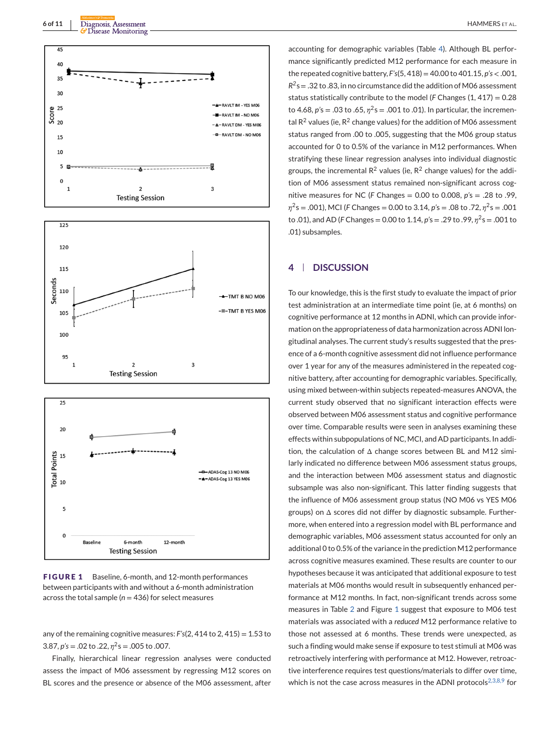FIGURE 1 Baseline, 6-month, and 12-month performances between participants with and without a 6-month administration across the total sample ($n = 436$) for select measures

any of the remaining cognitive measures: $F$'s(2, 414 to 2, 415) = 1.53 to 3.87, $p$'s = .02 to .22, $\eta^2$s = .005 to .007.

Finally, hierarchical linear regression analyses were conducted assess the impact of M06 assessment by regressing M12 scores on BL scores and the presence or absence of the M06 assessment, after accounting for demographic variables (Table 4). Although BL performance significantly predicted M12 performance for each measure in the repeated cognitive battery, $F$'s(5, 418) = 40.00 to 401.15, $p$'s < .001, $R^2$s = .32 to .83, in no circumstance did the addition of M06 assessment status statistically contribute to the model ($F$ Changes (1, 417) = 0.28 to 4.68, $p$'s = .03 to .65, $\eta^2$s = .001 to .01). In particular, the incremental $R^2$ values (ie, $R^2$ change values) for the addition of M06 assessment status ranged from .00 to .005, suggesting that the M06 group status accounted for 0 to 0.5% of the variance in M12 performances. When stratifying these linear regression analyses into individual diagnostic groups, the incremental $R^2$ values (ie, $R^2$ change values) for the addition of M06 assessment status remained non-significant across cognitive measures for NC ($F$ Changes = 0.00 to 0.008, $p$'s = .28 to .99, $\eta^2$s = .001), MCI ($F$ Changes = 0.00 to 3.14, $p$'s = .08 to .72, $\eta^2$s = .001 to .01), and AD ($F$ Changes = 0.00 to 1.14, $p$'s = .29 to .99, $\eta^2$s = .001 to .01) subsamples.

## 4 | DISCUSSION

To our knowledge, this is the first study to evaluate the impact of prior test administration at an intermediate time point (ie, at 6 months) on cognitive performance at 12 months in ADNI, which can provide information on the appropriateness of data harmonization across ADNI longitudinal analyses. The current study's results suggested that the presence of a 6-month cognitive assessment did not influence performance over 1 year for any of the measures administered in the repeated cognitive battery, after accounting for demographic variables. Specifically, using mixed between-within subjects repeated-measures ANOVA, the current study observed that no significant interaction effects were observed between M06 assessment status and cognitive performance over time. Comparable results were seen in analyses examining these effects within subpopulations of NC, MCI, and AD participants. In addition, the calculation of Δ change scores between BL and M12 similarly indicated no difference between M06 assessment status groups, and the interaction between M06 assessment status and diagnostic subsample was also non-significant. This latter finding suggests that the influence of M06 assessment group status (NO M06 vs YES M06 groups) on Δ scores did not differ by diagnostic subsample. Furthermore, when entered into a regression model with BL performance and demographic variables, M06 assessment status accounted for only an additional 0 to 0.5% of the variance in the prediction M12 performance across cognitive measures examined. These results are counter to our hypotheses because it was anticipated that additional exposure to test materials at M06 months would result in subsequently enhanced performance at M12 months. In fact, non-significant trends across some measures in Table 2 and Figure 1 suggest that exposure to M06 test materials was associated with a *reduced* M12 performance relative to those not assessed at 6 months. These trends were unexpected, as such a finding would make sense if exposure to test stimuli at M06 was retroactively interfering with performance at M12. However, retroactive interference requires test questions/materials to differ over time, which is not the case across measures in the ADNI protocols[2,3,8,9] for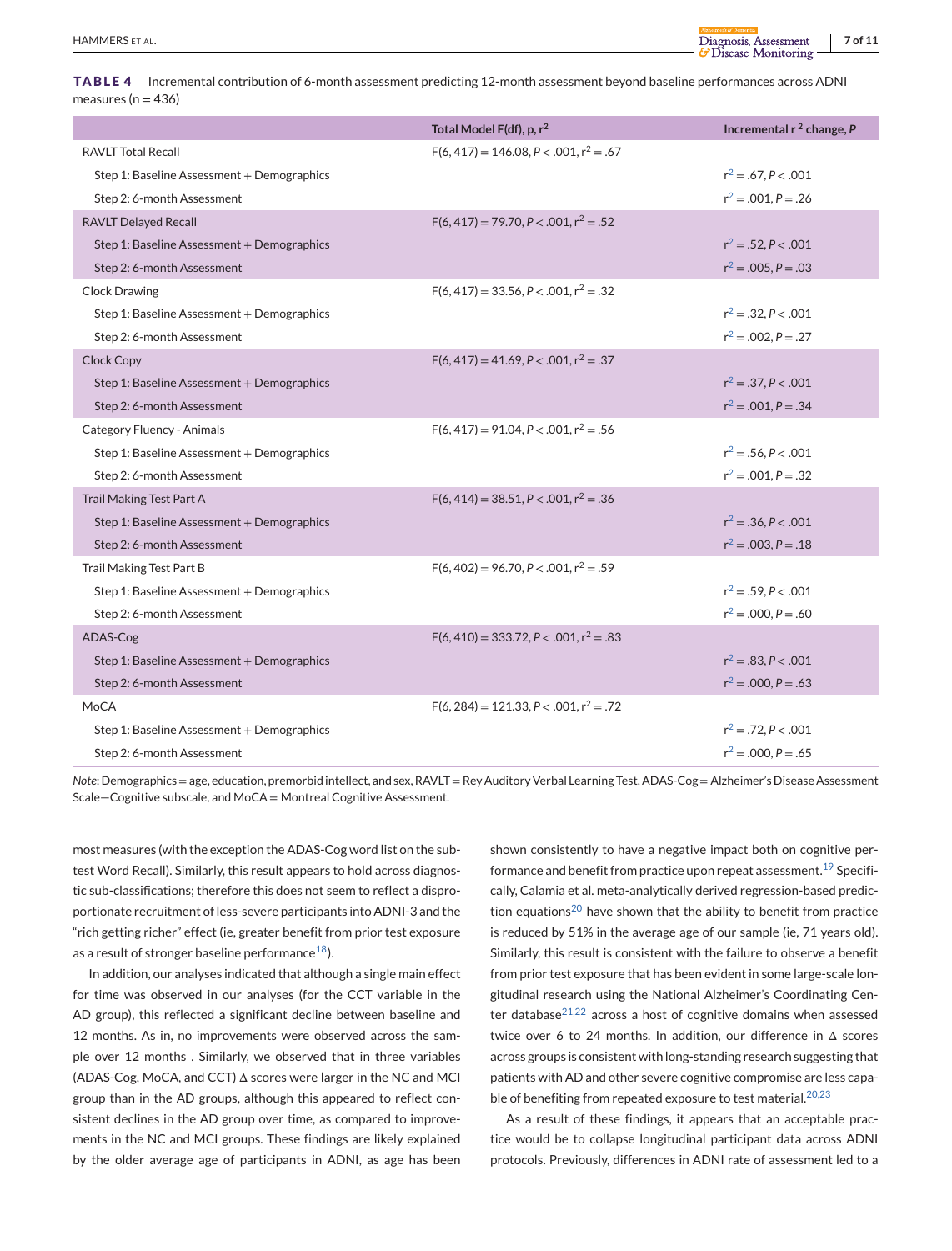**TABLE 4** Incremental contribution of 6-month assessment predicting 12-month assessment beyond baseline performances across ADNI measures ($n = 436$)

| | Total Model F(df), p, $r^2$ | Incremental $r^2$ change, *P* |
|---|---|---|
| RAVLT Total Recall | $F(6, 417) = 146.08$, $P < .001$, $r^2 = .67$ | |
| Step 1: Baseline Assessment + Demographics | | $r^2 = .67$, $P < .001$ |
| Step 2: 6-month Assessment | | $r^2 = .001$, $P = .26$ |
| RAVLT Delayed Recall | $F(6, 417) = 79.70$, $P < .001$, $r^2 = .52$ | |
| Step 1: Baseline Assessment + Demographics | | $r^2 = .52$, $P < .001$ |
| Step 2: 6-month Assessment | | $r^2 = .005$, $P = .03$ |
| Clock Drawing | $F(6, 417) = 33.56$, $P < .001$, $r^2 = .32$ | |
| Step 1: Baseline Assessment + Demographics | | $r^2 = .32$, $P < .001$ |
| Step 2: 6-month Assessment | | $r^2 = .002$, $P = .27$ |
| Clock Copy | $F(6, 417) = 41.69$, $P < .001$, $r^2 = .37$ | |
| Step 1: Baseline Assessment + Demographics | | $r^2 = .37$, $P < .001$ |
| Step 2: 6-month Assessment | | $r^2 = .001$, $P = .34$ |
| Category Fluency - Animals | $F(6, 417) = 91.04$, $P < .001$, $r^2 = .56$ | |
| Step 1: Baseline Assessment + Demographics | | $r^2 = .56$, $P < .001$ |
| Step 2: 6-month Assessment | | $r^2 = .001$, $P = .32$ |
| Trail Making Test Part A | $F(6, 414) = 38.51$, $P < .001$, $r^2 = .36$ | |
| Step 1: Baseline Assessment + Demographics | | $r^2 = .36$, $P < .001$ |
| Step 2: 6-month Assessment | | $r^2 = .003$, $P = .18$ |
| Trail Making Test Part B | $F(6, 402) = 96.70$, $P < .001$, $r^2 = .59$ | |
| Step 1: Baseline Assessment + Demographics | | $r^2 = .59$, $P < .001$ |
| Step 2: 6-month Assessment | | $r^2 = .000$, $P = .60$ |
| ADAS-Cog | $F(6, 410) = 333.72$, $P < .001$, $r^2 = .83$ | |
| Step 1: Baseline Assessment + Demographics | | $r^2 = .83$, $P < .001$ |
| Step 2: 6-month Assessment | | $r^2 = .000$, $P = .63$ |
| MoCA | $F(6, 284) = 121.33$, $P < .001$, $r^2 = .72$ | |
| Step 1: Baseline Assessment + Demographics | | $r^2 = .72$, $P < .001$ |
| Step 2: 6-month Assessment | | $r^2 = .000$, $P = .65$ |

*Note*: Demographics = age, education, premorbid intellect, and sex, RAVLT = Rey Auditory Verbal Learning Test, ADAS-Cog = Alzheimer's Disease Assessment Scale—Cognitive subscale, and MoCA = Montreal Cognitive Assessment.

most measures (with the exception the ADAS-Cog word list on the subtest Word Recall). Similarly, this result appears to hold across diagnostic sub-classifications; therefore this does not seem to reflect a disproportionate recruitment of less-severe participants into ADNI-3 and the "rich getting richer" effect (ie, greater benefit from prior test exposure as a result of stronger baseline performance[18]).

In addition, our analyses indicated that although a single main effect for time was observed in our analyses (for the CCT variable in the AD group), this reflected a significant decline between baseline and 12 months. As in, no improvements were observed across the sample over 12 months . Similarly, we observed that in three variables (ADAS-Cog, MoCA, and CCT) Δ scores were larger in the NC and MCI group than in the AD groups, although this appeared to reflect consistent declines in the AD group over time, as compared to improvements in the NC and MCI groups. These findings are likely explained by the older average age of participants in ADNI, as age has been shown consistently to have a negative impact both on cognitive performance and benefit from practice upon repeat assessment.[19] Specifically, Calamia et al. meta-analytically derived regression-based prediction equations[20] have shown that the ability to benefit from practice is reduced by 51% in the average age of our sample (ie, 71 years old). Similarly, this result is consistent with the failure to observe a benefit from prior test exposure that has been evident in some large-scale longitudinal research using the National Alzheimer's Coordinating Center database[21,22] across a host of cognitive domains when assessed twice over 6 to 24 months. In addition, our difference in Δ scores across groups is consistent with long-standing research suggesting that patients with AD and other severe cognitive compromise are less capable of benefiting from repeated exposure to test material.[20,23]

As a result of these findings, it appears that an acceptable practice would be to collapse longitudinal participant data across ADNI protocols. Previously, differences in ADNI rate of assessment led to a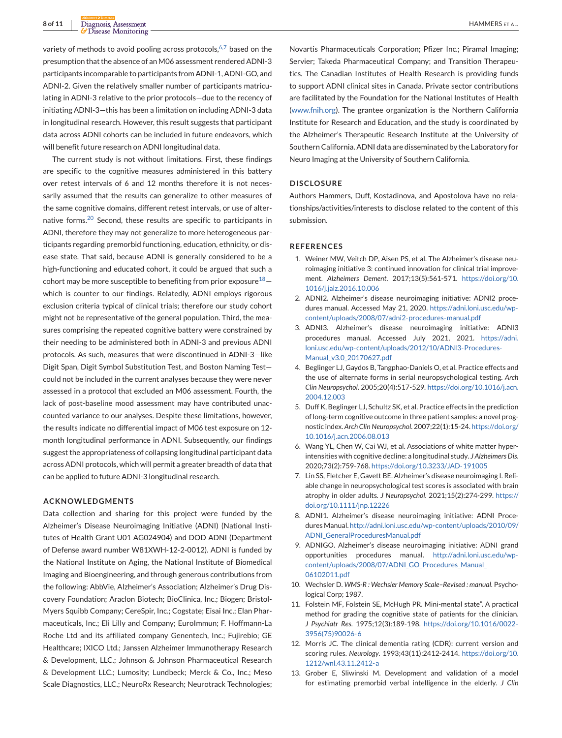variety of methods to avoid pooling across protocols,[6,7] based on the presumption that the absence of an M06 assessment rendered ADNI-3 participants incomparable to participants from ADNI-1, ADNI-GO, and ADNI-2. Given the relatively smaller number of participants matriculating in ADNI-3 relative to the prior protocols—due to the recency of initiating ADNI-3—this has been a limitation on including ADNI-3 data in longitudinal research. However, this result suggests that participant data across ADNI cohorts can be included in future endeavors, which will benefit future research on ADNI longitudinal data.

The current study is not without limitations. First, these findings are specific to the cognitive measures administered in this battery over retest intervals of 6 and 12 months therefore it is not necessarily assumed that the results can generalize to other measures of the same cognitive domains, different retest intervals, or use of alternative forms.[20] Second, these results are specific to participants in ADNI, therefore they may not generalize to more heterogeneous participants regarding premorbid functioning, education, ethnicity, or disease state. That said, because ADNI is generally considered to be a high-functioning and educated cohort, it could be argued that such a cohort may be more susceptible to benefiting from prior exposure[18]—which is counter to our findings. Relatedly, ADNI employs rigorous exclusion criteria typical of clinical trials; therefore our study cohort might not be representative of the general population. Third, the measures comprising the repeated cognitive battery were constrained by their needing to be administered both in ADNI-3 and previous ADNI protocols. As such, measures that were discontinued in ADNI-3—like Digit Span, Digit Symbol Substitution Test, and Boston Naming Test—could not be included in the current analyses because they were never assessed in a protocol that excluded an M06 assessment. Fourth, the lack of post-baseline mood assessment may have contributed unaccounted variance to our analyses. Despite these limitations, however, the results indicate no differential impact of M06 test exposure on 12-month longitudinal performance in ADNI. Subsequently, our findings suggest the appropriateness of collapsing longitudinal participant data across ADNI protocols, which will permit a greater breadth of data that can be applied to future ADNI-3 longitudinal research.

## ACKNOWLEDGMENTS

Data collection and sharing for this project were funded by the Alzheimer's Disease Neuroimaging Initiative (ADNI) (National Institutes of Health Grant U01 AG024904) and DOD ADNI (Department of Defense award number W81XWH-12-2-0012). ADNI is funded by the National Institute on Aging, the National Institute of Biomedical Imaging and Bioengineering, and through generous contributions from the following: AbbVie, Alzheimer's Association; Alzheimer's Drug Discovery Foundation; Araclon Biotech; BioClinica, Inc.; Biogen; Bristol-Myers Squibb Company; CereSpir, Inc.; Cogstate; Eisai Inc.; Elan Pharmaceuticals, Inc.; Eli Lilly and Company; EuroImmun; F. Hoffmann-La Roche Ltd and its affiliated company Genentech, Inc.; Fujirebio; GE Healthcare; IXICO Ltd.; Janssen Alzheimer Immunotherapy Research & Development, LLC.; Johnson & Johnson Pharmaceutical Research & Development LLC.; Lumosity; Lundbeck; Merck & Co., Inc.; Meso Scale Diagnostics, LLC.; NeuroRx Research; Neurotrack Technologies; Novartis Pharmaceuticals Corporation; Pfizer Inc.; Piramal Imaging; Servier; Takeda Pharmaceutical Company; and Transition Therapeutics. The Canadian Institutes of Health Research is providing funds to support ADNI clinical sites in Canada. Private sector contributions are facilitated by the Foundation for the National Institutes of Health (www.fnih.org). The grantee organization is the Northern California Institute for Research and Education, and the study is coordinated by the Alzheimer's Therapeutic Research Institute at the University of Southern California. ADNI data are disseminated by the Laboratory for Neuro Imaging at the University of Southern California.

## DISCLOSURE

Authors Hammers, Duff, Kostadinova, and Apostolova have no relationships/activities/interests to disclose related to the content of this submission.

## REFERENCES

1. Weiner MW, Veitch DP, Aisen PS, et al. The Alzheimer's disease neuroimaging initiative 3: continued innovation for clinical trial improvement. *Alzheimers Dement*. 2017;13(5):561-571. https://doi.org/10.1016/j.jalz.2016.10.006
2. ADNI2. Alzheimer's disease neuroimaging initiative: ADNI2 procedures manual. Accessed May 21, 2020. https://adni.loni.usc.edu/wp-content/uploads/2008/07/adni2-procedures-manual.pdf
3. ADNI3. Alzheimer's disease neuroimaging initiative: ADNI3 procedures manual. Accessed July 2021, 2021. https://adni.loni.usc.edu/wp-content/uploads/2012/10/ADNI3-Procedures-Manual_v3.0_20170627.pdf
4. Beglinger LJ, Gaydos B, Tangphao-Daniels O, et al. Practice effects and the use of alternate forms in serial neuropsychological testing. *Arch Clin Neuropsychol*. 2005;20(4):517-529. https://doi.org/10.1016/j.acn.2004.12.003
5. Duff K, Beglinger LJ, Schultz SK, et al. Practice effects in the prediction of long-term cognitive outcome in three patient samples: a novel prognostic index. *Arch Clin Neuropsychol*. 2007;22(1):15-24. https://doi.org/10.1016/j.acn.2006.08.013
6. Wang YL, Chen W, Cai WJ, et al. Associations of white matter hyperintensities with cognitive decline: a longitudinal study. *J Alzheimers Dis*. 2020;73(2):759-768. https://doi.org/10.3233/JAD-191005
7. Lin SS, Fletcher E, Gavett BE. Alzheimer's disease neuroimaging I. Reliable change in neuropsychological test scores is associated with brain atrophy in older adults. *J Neuropsychol*. 2021;15(2):274-299. https://doi.org/10.1111/jnp.12226
8. ADNI1. Alzheimer's disease neuroimaging initiative: ADNI Procedures Manual. http://adni.loni.usc.edu/wp-content/uploads/2010/09/ADNI_GeneralProceduresManual.pdf
9. ADNIGO. Alzheimer's disease neuroimaging initiative: ADNI grand opportunities procedures manual. http://adni.loni.usc.edu/wp-content/uploads/2008/07/ADNI_GO_Procedures_Manual_06102011.pdf
10. Wechsler D. *WMS-R : Wechsler Memory Scale–Revised : manual*. Psychological Corp; 1987.
11. Folstein MF, Folstein SE, McHugh PR. Mini-mental state". A practical method for grading the cognitive state of patients for the clinician. *J Psychiatr Res*. 1975;12(3):189-198. https://doi.org/10.1016/0022-3956(75)90026-6
12. Morris JC. The clinical dementia rating (CDR): current version and scoring rules. *Neurology*. 1993;43(11):2412-2414. https://doi.org/10.1212/wnl.43.11.2412-a
13. Grober E, Sliwinski M. Development and validation of a model for estimating premorbid verbal intelligence in the elderly. *J Clin*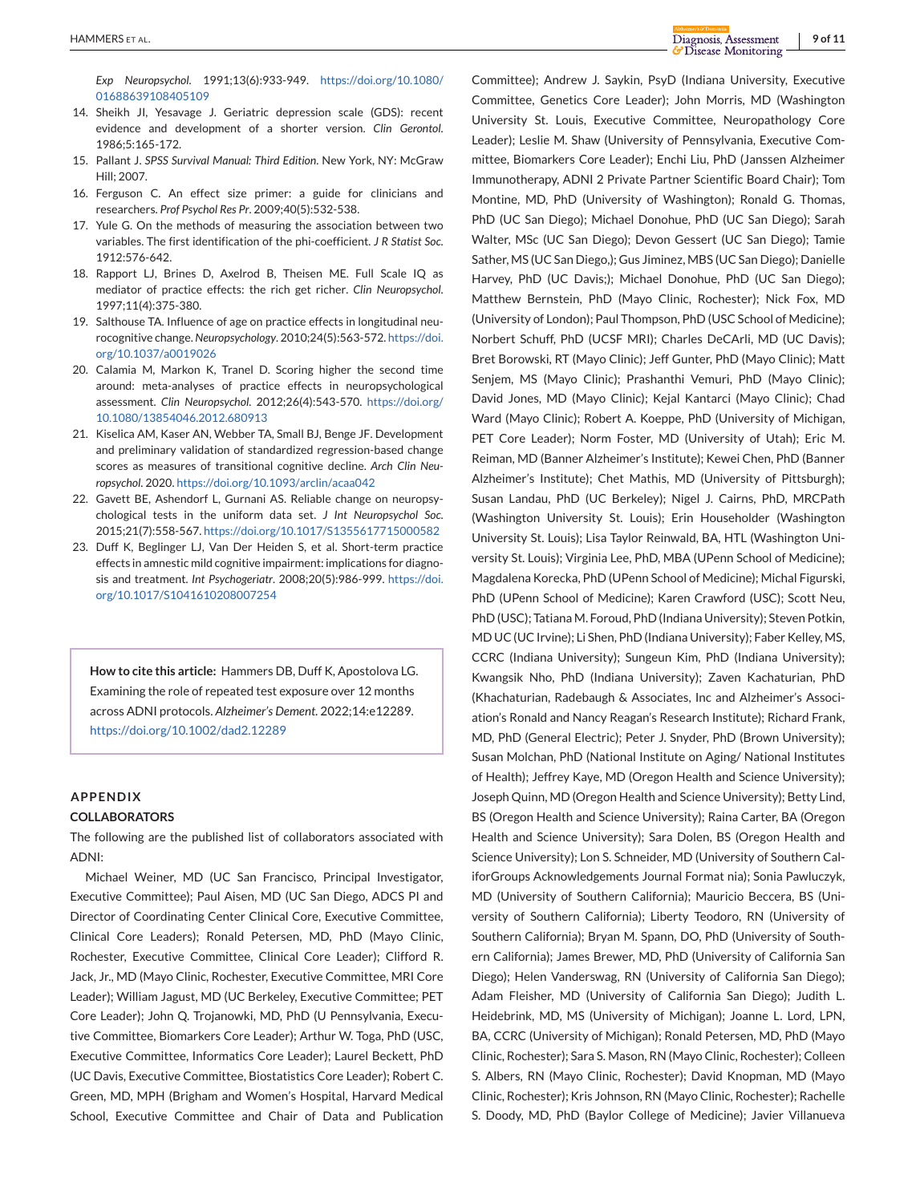*Exp Neuropsychol*. 1991;13(6):933-949. https://doi.org/10.1080/01688639108405109

14. Sheikh JI, Yesavage J. Geriatric depression scale (GDS): recent evidence and development of a shorter version. *Clin Gerontol*. 1986;5:165-172.
15. Pallant J. *SPSS Survival Manual: Third Edition*. New York, NY: McGraw Hill; 2007.
16. Ferguson C. An effect size primer: a guide for clinicians and researchers. *Prof Psychol Res Pr*. 2009;40(5):532-538.
17. Yule G. On the methods of measuring the association between two variables. The first identification of the phi-coefficient. *J R Statist Soc*. 1912:576-642.
18. Rapport LJ, Brines D, Axelrod B, Theisen ME. Full Scale IQ as mediator of practice effects: the rich get richer. *Clin Neuropsychol*. 1997;11(4):375-380.
19. Salthouse TA. Influence of age on practice effects in longitudinal neurocognitive change. *Neuropsychology*. 2010;24(5):563-572. https://doi.org/10.1037/a0019026
20. Calamia M, Markon K, Tranel D. Scoring higher the second time around: meta-analyses of practice effects in neuropsychological assessment. *Clin Neuropsychol*. 2012;26(4):543-570. https://doi.org/10.1080/13854046.2012.680913
21. Kiselica AM, Kaser AN, Webber TA, Small BJ, Benge JF. Development and preliminary validation of standardized regression-based change scores as measures of transitional cognitive decline. *Arch Clin Neuropsychol*. 2020. https://doi.org/10.1093/arclin/acaa042
22. Gavett BE, Ashendorf L, Gurnani AS. Reliable change on neuropsychological tests in the uniform data set. *J Int Neuropsychol Soc*. 2015;21(7):558-567. https://doi.org/10.1017/S1355617715000582
23. Duff K, Beglinger LJ, Van Der Heiden S, et al. Short-term practice effects in amnestic mild cognitive impairment: implications for diagnosis and treatment. *Int Psychogeriatr*. 2008;20(5):986-999. https://doi.org/10.1017/S1041610208007254

**How to cite this article:** Hammers DB, Duff K, Apostolova LG. Examining the role of repeated test exposure over 12 months across ADNI protocols. *Alzheimer's Dement*. 2022;14:e12289. https://doi.org/10.1002/dad2.12289

## APPENDIX

### COLLABORATORS

The following are the published list of collaborators associated with ADNI:

Michael Weiner, MD (UC San Francisco, Principal Investigator, Executive Committee); Paul Aisen, MD (UC San Diego, ADCS PI and Director of Coordinating Center Clinical Core, Executive Committee, Clinical Core Leaders); Ronald Petersen, MD, PhD (Mayo Clinic, Rochester, Executive Committee, Clinical Core Leader); Clifford R. Jack, Jr., MD (Mayo Clinic, Rochester, Executive Committee, MRI Core Leader); William Jagust, MD (UC Berkeley, Executive Committee; PET Core Leader); John Q. Trojanowki, MD, PhD (U Pennsylvania, Executive Committee, Biomarkers Core Leader); Arthur W. Toga, PhD (USC, Executive Committee, Informatics Core Leader); Laurel Beckett, PhD (UC Davis, Executive Committee, Biostatistics Core Leader); Robert C. Green, MD, MPH (Brigham and Women's Hospital, Harvard Medical School, Executive Committee and Chair of Data and Publication Committee); Andrew J. Saykin, PsyD (Indiana University, Executive Committee, Genetics Core Leader); John Morris, MD (Washington University St. Louis, Executive Committee, Neuropathology Core Leader); Leslie M. Shaw (University of Pennsylvania, Executive Committee, Biomarkers Core Leader); Enchi Liu, PhD (Janssen Alzheimer Immunotherapy, ADNI 2 Private Partner Scientific Board Chair); Tom Montine, MD, PhD (University of Washington); Ronald G. Thomas, PhD (UC San Diego); Michael Donohue, PhD (UC San Diego); Sarah Walter, MSc (UC San Diego); Devon Gessert (UC San Diego); Tamie Sather, MS (UC San Diego,); Gus Jiminez, MBS (UC San Diego); Danielle Harvey, PhD (UC Davis;); Michael Donohue, PhD (UC San Diego); Matthew Bernstein, PhD (Mayo Clinic, Rochester); Nick Fox, MD (University of London); Paul Thompson, PhD (USC School of Medicine); Norbert Schuff, PhD (UCSF MRI); Charles DeCArli, MD (UC Davis); Bret Borowski, RT (Mayo Clinic); Jeff Gunter, PhD (Mayo Clinic); Matt Senjem, MS (Mayo Clinic); Prashanthi Vemuri, PhD (Mayo Clinic); David Jones, MD (Mayo Clinic); Kejal Kantarci (Mayo Clinic); Chad Ward (Mayo Clinic); Robert A. Koeppe, PhD (University of Michigan, PET Core Leader); Norm Foster, MD (University of Utah); Eric M. Reiman, MD (Banner Alzheimer's Institute); Kewei Chen, PhD (Banner Alzheimer's Institute); Chet Mathis, MD (University of Pittsburgh); Susan Landau, PhD (UC Berkeley); Nigel J. Cairns, PhD, MRCPath (Washington University St. Louis); Erin Householder (Washington University St. Louis); Lisa Taylor Reinwald, BA, HTL (Washington University St. Louis); Virginia Lee, PhD, MBA (UPenn School of Medicine); Magdalena Korecka, PhD (UPenn School of Medicine); Michal Figurski, PhD (UPenn School of Medicine); Karen Crawford (USC); Scott Neu, PhD (USC); Tatiana M. Foroud, PhD (Indiana University); Steven Potkin, MD UC (UC Irvine); Li Shen, PhD (Indiana University); Faber Kelley, MS, CCRC (Indiana University); Sungeun Kim, PhD (Indiana University); Kwangsik Nho, PhD (Indiana University); Zaven Kachaturian, PhD (Khachaturian, Radebaugh & Associates, Inc and Alzheimer's Association's Ronald and Nancy Reagan's Research Institute); Richard Frank, MD, PhD (General Electric); Peter J. Snyder, PhD (Brown University); Susan Molchan, PhD (National Institute on Aging/ National Institutes of Health); Jeffrey Kaye, MD (Oregon Health and Science University); Joseph Quinn, MD (Oregon Health and Science University); Betty Lind, BS (Oregon Health and Science University); Raina Carter, BA (Oregon Health and Science University); Sara Dolen, BS (Oregon Health and Science University); Lon S. Schneider, MD (University of Southern CaliforGroups Acknowledgements Journal Format nia); Sonia Pawluczyk, MD (University of Southern California); Mauricio Beccera, BS (University of Southern California); Liberty Teodoro, RN (University of Southern California); Bryan M. Spann, DO, PhD (University of Southern California); James Brewer, MD, PhD (University of California San Diego); Helen Vanderswag, RN (University of California San Diego); Adam Fleisher, MD (University of California San Diego); Judith L. Heidebrink, MD, MS (University of Michigan); Joanne L. Lord, LPN, BA, CCRC (University of Michigan); Ronald Petersen, MD, PhD (Mayo Clinic, Rochester); Sara S. Mason, RN (Mayo Clinic, Rochester); Colleen S. Albers, RN (Mayo Clinic, Rochester); David Knopman, MD (Mayo Clinic, Rochester); Kris Johnson, RN (Mayo Clinic, Rochester); Rachelle S. Doody, MD, PhD (Baylor College of Medicine); Javier Villanueva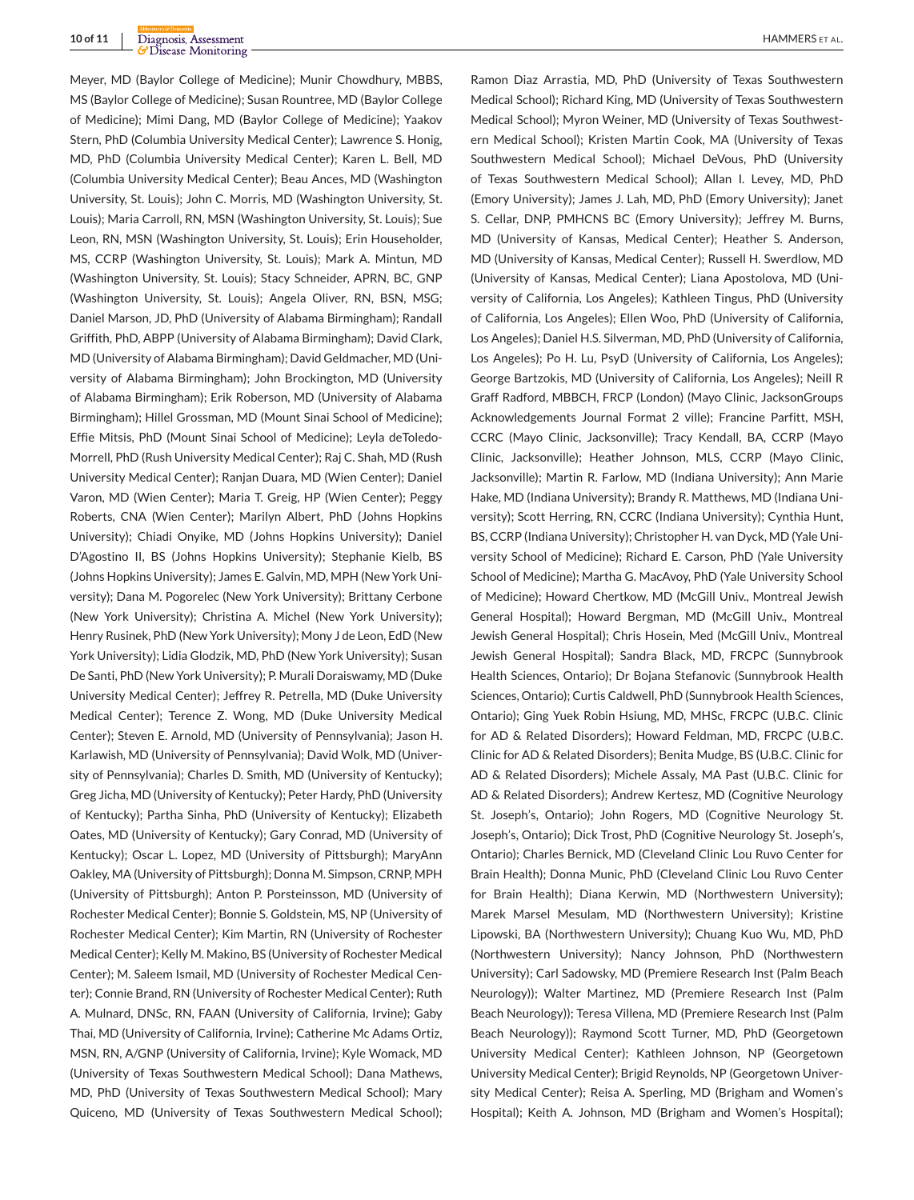Meyer, MD (Baylor College of Medicine); Munir Chowdhury, MBBS, MS (Baylor College of Medicine); Susan Rountree, MD (Baylor College of Medicine); Mimi Dang, MD (Baylor College of Medicine); Yaakov Stern, PhD (Columbia University Medical Center); Lawrence S. Honig, MD, PhD (Columbia University Medical Center); Karen L. Bell, MD (Columbia University Medical Center); Beau Ances, MD (Washington University, St. Louis); John C. Morris, MD (Washington University, St. Louis); Maria Carroll, RN, MSN (Washington University, St. Louis); Sue Leon, RN, MSN (Washington University, St. Louis); Erin Householder, MS, CCRP (Washington University, St. Louis); Mark A. Mintun, MD (Washington University, St. Louis); Stacy Schneider, APRN, BC, GNP (Washington University, St. Louis); Angela Oliver, RN, BSN, MSG; Daniel Marson, JD, PhD (University of Alabama Birmingham); Randall Griffith, PhD, ABPP (University of Alabama Birmingham); David Clark, MD (University of Alabama Birmingham); David Geldmacher, MD (University of Alabama Birmingham); John Brockington, MD (University of Alabama Birmingham); Erik Roberson, MD (University of Alabama Birmingham); Hillel Grossman, MD (Mount Sinai School of Medicine); Effie Mitsis, PhD (Mount Sinai School of Medicine); Leyla deToledo-Morrell, PhD (Rush University Medical Center); Raj C. Shah, MD (Rush University Medical Center); Ranjan Duara, MD (Wien Center); Daniel Varon, MD (Wien Center); Maria T. Greig, HP (Wien Center); Peggy Roberts, CNA (Wien Center); Marilyn Albert, PhD (Johns Hopkins University); Chiadi Onyike, MD (Johns Hopkins University); Daniel D'Agostino II, BS (Johns Hopkins University); Stephanie Kielb, BS (Johns Hopkins University); James E. Galvin, MD, MPH (New York University); Dana M. Pogorelec (New York University); Brittany Cerbone (New York University); Christina A. Michel (New York University); Henry Rusinek, PhD (New York University); Mony J de Leon, EdD (New York University); Lidia Glodzik, MD, PhD (New York University); Susan De Santi, PhD (New York University); P. Murali Doraiswamy, MD (Duke University Medical Center); Jeffrey R. Petrella, MD (Duke University Medical Center); Terence Z. Wong, MD (Duke University Medical Center); Steven E. Arnold, MD (University of Pennsylvania); Jason H. Karlawish, MD (University of Pennsylvania); David Wolk, MD (University of Pennsylvania); Charles D. Smith, MD (University of Kentucky); Greg Jicha, MD (University of Kentucky); Peter Hardy, PhD (University of Kentucky); Partha Sinha, PhD (University of Kentucky); Elizabeth Oates, MD (University of Kentucky); Gary Conrad, MD (University of Kentucky); Oscar L. Lopez, MD (University of Pittsburgh); MaryAnn Oakley, MA (University of Pittsburgh); Donna M. Simpson, CRNP, MPH (University of Pittsburgh); Anton P. Porsteinsson, MD (University of Rochester Medical Center); Bonnie S. Goldstein, MS, NP (University of Rochester Medical Center); Kim Martin, RN (University of Rochester Medical Center); Kelly M. Makino, BS (University of Rochester Medical Center); M. Saleem Ismail, MD (University of Rochester Medical Center); Connie Brand, RN (University of Rochester Medical Center); Ruth A. Mulnard, DNSc, RN, FAAN (University of California, Irvine); Gaby Thai, MD (University of California, Irvine); Catherine Mc Adams Ortiz, MSN, RN, A/GNP (University of California, Irvine); Kyle Womack, MD (University of Texas Southwestern Medical School); Dana Mathews, MD, PhD (University of Texas Southwestern Medical School); Mary Quiceno, MD (University of Texas Southwestern Medical School); Ramon Diaz Arrastia, MD, PhD (University of Texas Southwestern Medical School); Richard King, MD (University of Texas Southwestern Medical School); Myron Weiner, MD (University of Texas Southwestern Medical School); Kristen Martin Cook, MA (University of Texas Southwestern Medical School); Michael DeVous, PhD (University of Texas Southwestern Medical School); Allan I. Levey, MD, PhD (Emory University); James J. Lah, MD, PhD (Emory University); Janet S. Cellar, DNP, PMHCNS BC (Emory University); Jeffrey M. Burns, MD (University of Kansas, Medical Center); Heather S. Anderson, MD (University of Kansas, Medical Center); Russell H. Swerdlow, MD (University of Kansas, Medical Center); Liana Apostolova, MD (University of California, Los Angeles); Kathleen Tingus, PhD (University of California, Los Angeles); Ellen Woo, PhD (University of California, Los Angeles); Daniel H.S. Silverman, MD, PhD (University of California, Los Angeles); Po H. Lu, PsyD (University of California, Los Angeles); George Bartzokis, MD (University of California, Los Angeles); Neill R Graff Radford, MBBCH, FRCP (London) (Mayo Clinic, JacksonGroups Acknowledgements Journal Format 2 ville); Francine Parfitt, MSH, CCRC (Mayo Clinic, Jacksonville); Tracy Kendall, BA, CCRP (Mayo Clinic, Jacksonville); Heather Johnson, MLS, CCRP (Mayo Clinic, Jacksonville); Martin R. Farlow, MD (Indiana University); Ann Marie Hake, MD (Indiana University); Brandy R. Matthews, MD (Indiana University); Scott Herring, RN, CCRC (Indiana University); Cynthia Hunt, BS, CCRP (Indiana University); Christopher H. van Dyck, MD (Yale University School of Medicine); Richard E. Carson, PhD (Yale University School of Medicine); Martha G. MacAvoy, PhD (Yale University School of Medicine); Howard Chertkow, MD (McGill Univ., Montreal Jewish General Hospital); Howard Bergman, MD (McGill Univ., Montreal Jewish General Hospital); Chris Hosein, Med (McGill Univ., Montreal Jewish General Hospital); Sandra Black, MD, FRCPC (Sunnybrook Health Sciences, Ontario); Dr Bojana Stefanovic (Sunnybrook Health Sciences, Ontario); Curtis Caldwell, PhD (Sunnybrook Health Sciences, Ontario); Ging Yuek Robin Hsiung, MD, MHSc, FRCPC (U.B.C. Clinic for AD & Related Disorders); Howard Feldman, MD, FRCPC (U.B.C. Clinic for AD & Related Disorders); Benita Mudge, BS (U.B.C. Clinic for AD & Related Disorders); Michele Assaly, MA Past (U.B.C. Clinic for AD & Related Disorders); Andrew Kertesz, MD (Cognitive Neurology St. Joseph's, Ontario); John Rogers, MD (Cognitive Neurology St. Joseph's, Ontario); Dick Trost, PhD (Cognitive Neurology St. Joseph's, Ontario); Charles Bernick, MD (Cleveland Clinic Lou Ruvo Center for Brain Health); Donna Munic, PhD (Cleveland Clinic Lou Ruvo Center for Brain Health); Diana Kerwin, MD (Northwestern University); Marek Marsel Mesulam, MD (Northwestern University); Kristine Lipowski, BA (Northwestern University); Chuang Kuo Wu, MD, PhD (Northwestern University); Nancy Johnson, PhD (Northwestern University); Carl Sadowsky, MD (Premiere Research Inst (Palm Beach Neurology)); Walter Martinez, MD (Premiere Research Inst (Palm Beach Neurology)); Teresa Villena, MD (Premiere Research Inst (Palm Beach Neurology)); Raymond Scott Turner, MD, PhD (Georgetown University Medical Center); Kathleen Johnson, NP (Georgetown University Medical Center); Brigid Reynolds, NP (Georgetown University Medical Center); Reisa A. Sperling, MD (Brigham and Women's Hospital); Keith A. Johnson, MD (Brigham and Women's Hospital);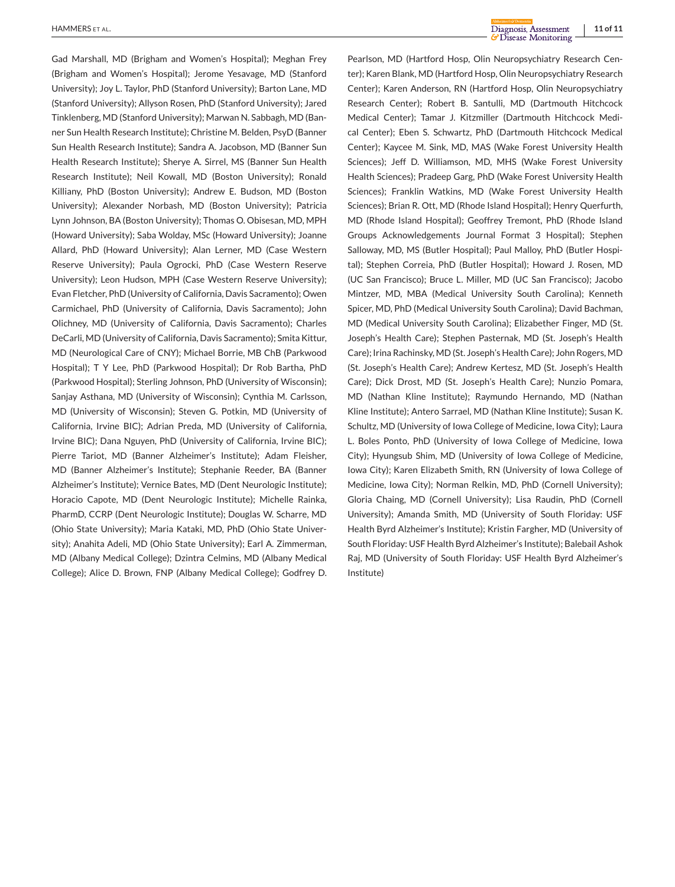Gad Marshall, MD (Brigham and Women's Hospital); Meghan Frey (Brigham and Women's Hospital); Jerome Yesavage, MD (Stanford University); Joy L. Taylor, PhD (Stanford University); Barton Lane, MD (Stanford University); Allyson Rosen, PhD (Stanford University); Jared Tinklenberg, MD (Stanford University); Marwan N. Sabbagh, MD (Banner Sun Health Research Institute); Christine M. Belden, PsyD (Banner Sun Health Research Institute); Sandra A. Jacobson, MD (Banner Sun Health Research Institute); Sherye A. Sirrel, MS (Banner Sun Health Research Institute); Neil Kowall, MD (Boston University); Ronald Killiany, PhD (Boston University); Andrew E. Budson, MD (Boston University); Alexander Norbash, MD (Boston University); Patricia Lynn Johnson, BA (Boston University); Thomas O. Obisesan, MD, MPH (Howard University); Saba Wolday, MSc (Howard University); Joanne Allard, PhD (Howard University); Alan Lerner, MD (Case Western Reserve University); Paula Ogrocki, PhD (Case Western Reserve University); Leon Hudson, MPH (Case Western Reserve University); Evan Fletcher, PhD (University of California, Davis Sacramento); Owen Carmichael, PhD (University of California, Davis Sacramento); John Olichney, MD (University of California, Davis Sacramento); Charles DeCarli, MD (University of California, Davis Sacramento); Smita Kittur, MD (Neurological Care of CNY); Michael Borrie, MB ChB (Parkwood Hospital); T Y Lee, PhD (Parkwood Hospital); Dr Rob Bartha, PhD (Parkwood Hospital); Sterling Johnson, PhD (University of Wisconsin); Sanjay Asthana, MD (University of Wisconsin); Cynthia M. Carlsson, MD (University of Wisconsin); Steven G. Potkin, MD (University of California, Irvine BIC); Adrian Preda, MD (University of California, Irvine BIC); Dana Nguyen, PhD (University of California, Irvine BIC); Pierre Tariot, MD (Banner Alzheimer's Institute); Adam Fleisher, MD (Banner Alzheimer's Institute); Stephanie Reeder, BA (Banner Alzheimer's Institute); Vernice Bates, MD (Dent Neurologic Institute); Horacio Capote, MD (Dent Neurologic Institute); Michelle Rainka, PharmD, CCRP (Dent Neurologic Institute); Douglas W. Scharre, MD (Ohio State University); Maria Kataki, MD, PhD (Ohio State University); Anahita Adeli, MD (Ohio State University); Earl A. Zimmerman, MD (Albany Medical College); Dzintra Celmins, MD (Albany Medical College); Alice D. Brown, FNP (Albany Medical College); Godfrey D. Pearlson, MD (Hartford Hosp, Olin Neuropsychiatry Research Center); Karen Blank, MD (Hartford Hosp, Olin Neuropsychiatry Research Center); Karen Anderson, RN (Hartford Hosp, Olin Neuropsychiatry Research Center); Robert B. Santulli, MD (Dartmouth Hitchcock Medical Center); Tamar J. Kitzmiller (Dartmouth Hitchcock Medical Center); Eben S. Schwartz, PhD (Dartmouth Hitchcock Medical Center); Kaycee M. Sink, MD, MAS (Wake Forest University Health Sciences); Jeff D. Williamson, MD, MHS (Wake Forest University Health Sciences); Pradeep Garg, PhD (Wake Forest University Health Sciences); Franklin Watkins, MD (Wake Forest University Health Sciences); Brian R. Ott, MD (Rhode Island Hospital); Henry Querfurth, MD (Rhode Island Hospital); Geoffrey Tremont, PhD (Rhode Island Groups Acknowledgements Journal Format 3 Hospital); Stephen Salloway, MD, MS (Butler Hospital); Paul Malloy, PhD (Butler Hospital); Stephen Correia, PhD (Butler Hospital); Howard J. Rosen, MD (UC San Francisco); Bruce L. Miller, MD (UC San Francisco); Jacobo Mintzer, MD, MBA (Medical University South Carolina); Kenneth Spicer, MD, PhD (Medical University South Carolina); David Bachman, MD (Medical University South Carolina); Elizabether Finger, MD (St. Joseph's Health Care); Stephen Pasternak, MD (St. Joseph's Health Care); Irina Rachinsky, MD (St. Joseph's Health Care); John Rogers, MD (St. Joseph's Health Care); Andrew Kertesz, MD (St. Joseph's Health Care); Dick Drost, MD (St. Joseph's Health Care); Nunzio Pomara, MD (Nathan Kline Institute); Raymundo Hernando, MD (Nathan Kline Institute); Antero Sarrael, MD (Nathan Kline Institute); Susan K. Schultz, MD (University of Iowa College of Medicine, Iowa City); Laura L. Boles Ponto, PhD (University of Iowa College of Medicine, Iowa City); Hyungsub Shim, MD (University of Iowa College of Medicine, Iowa City); Karen Elizabeth Smith, RN (University of Iowa College of Medicine, Iowa City); Norman Relkin, MD, PhD (Cornell University); Gloria Chaing, MD (Cornell University); Lisa Raudin, PhD (Cornell University); Amanda Smith, MD (University of South Floriday: USF Health Byrd Alzheimer's Institute); Kristin Fargher, MD (University of South Floriday: USF Health Byrd Alzheimer's Institute); Balebail Ashok Raj, MD (University of South Floriday: USF Health Byrd Alzheimer's Institute)